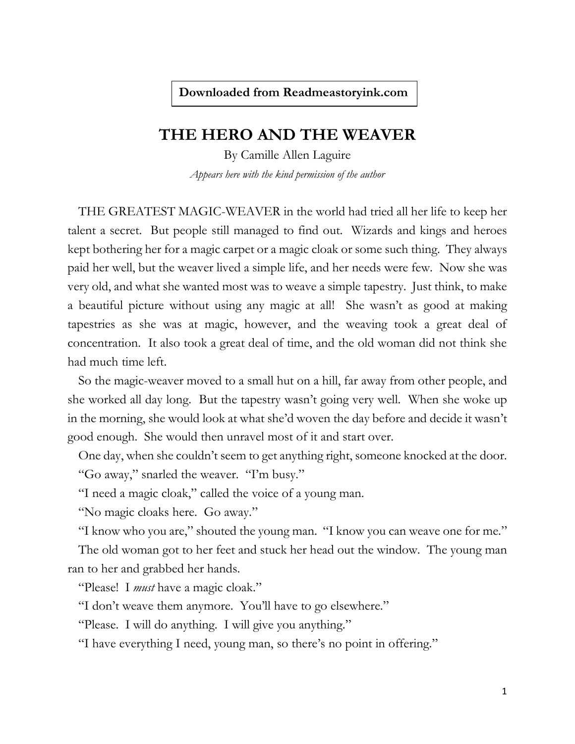**Downloaded from Readmeastoryink.com**

# THE HERO AND THE WEAVER

By Camille Allen Laguire

*Appears here with the kind permission of the author*

THE GREATEST MAGIC-WEAVER in the world had tried all her life to keep her talent a secret. But people still managed to find out. Wizards and kings and heroes kept bothering her for a magic carpet or a magic cloak or some such thing. They always paid her well, but the weaver lived a simple life, and her needs were few. Now she was very old, and what she wanted most was to weave a simple tapestry. Just think, to make a beautiful picture without using any magic at all! She wasn't as good at making tapestries as she was at magic, however, and the weaving took a great deal of concentration. It also took a great deal of time, and the old woman did not think she had much time left.

So the magic-weaver moved to a small hut on a hill, far away from other people, and she worked all day long. But the tapestry wasn't going very well. When she woke up in the morning, she would look at what she'd woven the day before and decide it wasn't good enough. She would then unravel most of it and start over.

One day, when she couldn't seem to get anything right, someone knocked at the door.

"Go away," snarled the weaver. "I'm busy."

"I need a magic cloak," called the voice of a young man.

"No magic cloaks here. Go away."

"I know who you are," shouted the young man. "I know you can weave one for me."

The old woman got to her feet and stuck her head out the window. The young man ran to her and grabbed her hands.

"Please! I *must* have a magic cloak."

"I don't weave them anymore. You'll have to go elsewhere."

"Please. I will do anything. I will give you anything."

"I have everything I need, young man, so there's no point in offering."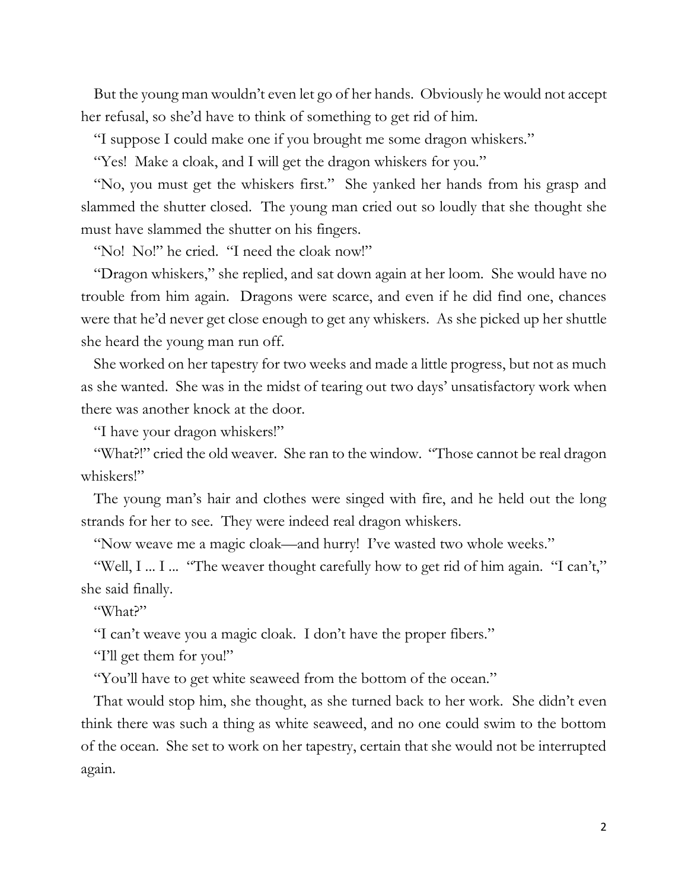But the young man wouldn't even let go of her hands. Obviously he would not accept her refusal, so she'd have to think of something to get rid of him.

"I suppose I could make one if you brought me some dragon whiskers."

"Yes! Make a cloak, and I will get the dragon whiskers for you."

"No, you must get the whiskers first." She yanked her hands from his grasp and slammed the shutter closed. The young man cried out so loudly that she thought she must have slammed the shutter on his fingers.

"No! No!" he cried. "I need the cloak now!"

"Dragon whiskers," she replied, and sat down again at her loom. She would have no trouble from him again. Dragons were scarce, and even if he did find one, chances were that he'd never get close enough to get any whiskers. As she picked up her shuttle she heard the young man run off.

She worked on her tapestry for two weeks and made a little progress, but not as much as she wanted. She was in the midst of tearing out two days' unsatisfactory work when there was another knock at the door.

"I have your dragon whiskers!"

"What?!" cried the old weaver. She ran to the window. "Those cannot be real dragon whiskers!"

The young man's hair and clothes were singed with fire, and he held out the long strands for her to see. They were indeed real dragon whiskers.

"Now weave me a magic cloak—and hurry! I've wasted two whole weeks."

"Well, I ... I ... "The weaver thought carefully how to get rid of him again. "I can't," she said finally.

"What?"

"I can't weave you a magic cloak. I don't have the proper fibers."

"I'll get them for you!"

"You'll have to get white seaweed from the bottom of the ocean."

That would stop him, she thought, as she turned back to her work. She didn't even think there was such a thing as white seaweed, and no one could swim to the bottom of the ocean. She set to work on her tapestry, certain that she would not be interrupted again.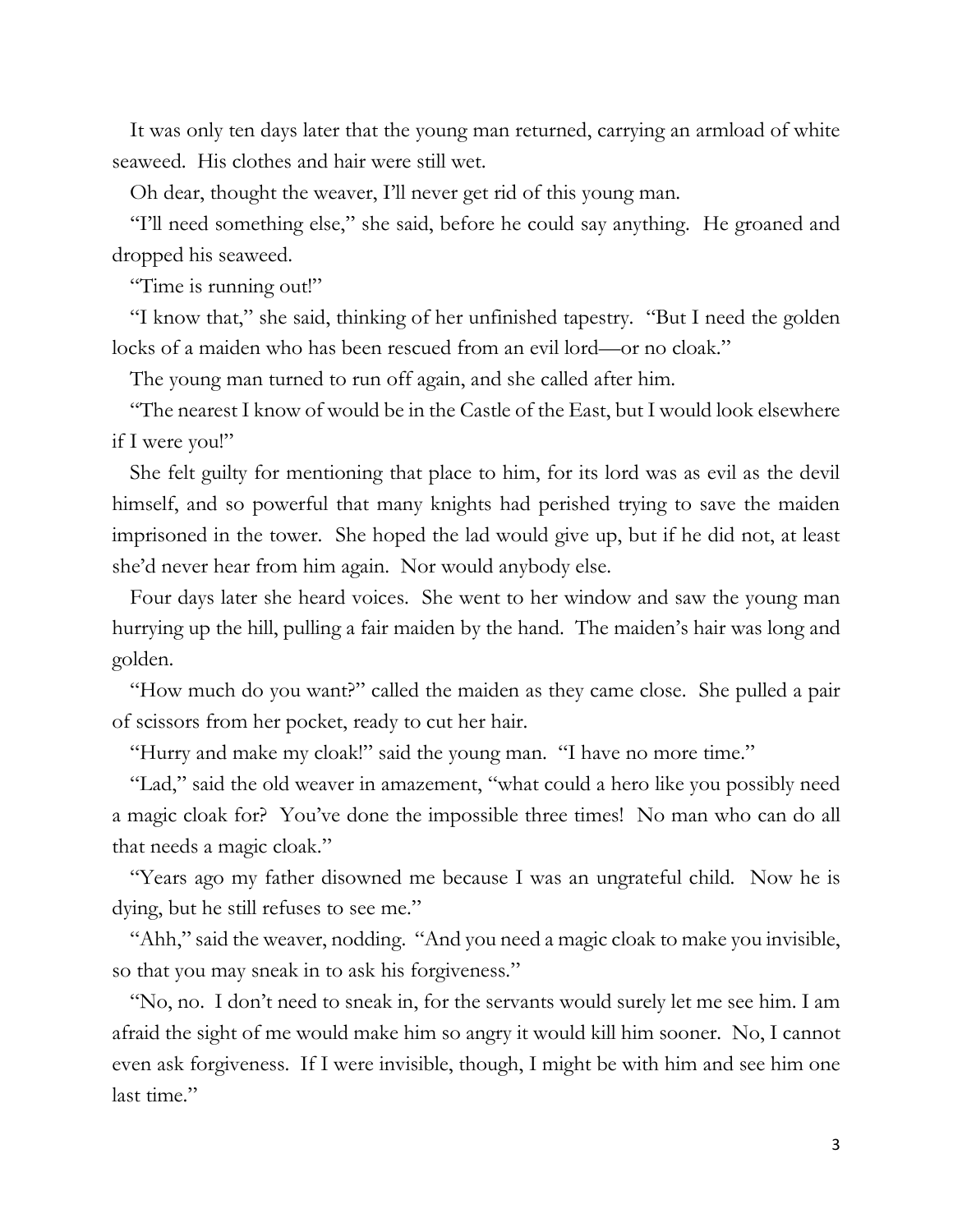It was only ten days later that the young man returned, carrying an armload of white seaweed. His clothes and hair were still wet.

Oh dear, thought the weaver, I'll never get rid of this young man.

"I'll need something else," she said, before he could say anything. He groaned and dropped his seaweed.

"Time is running out!"

"I know that," she said, thinking of her unfinished tapestry. "But I need the golden locks of a maiden who has been rescued from an evil lord—or no cloak."

The young man turned to run off again, and she called after him.

"The nearest I know of would be in the Castle of the East, but I would look elsewhere if I were you!"

She felt guilty for mentioning that place to him, for its lord was as evil as the devil himself, and so powerful that many knights had perished trying to save the maiden imprisoned in the tower. She hoped the lad would give up, but if he did not, at least she'd never hear from him again. Nor would anybody else.

Four days later she heard voices. She went to her window and saw the young man hurrying up the hill, pulling a fair maiden by the hand. The maiden's hair was long and golden.

"How much do you want?" called the maiden as they came close. She pulled a pair of scissors from her pocket, ready to cut her hair.

"Hurry and make my cloak!" said the young man. "I have no more time."

"Lad," said the old weaver in amazement, "what could a hero like you possibly need a magic cloak for? You've done the impossible three times! No man who can do all that needs a magic cloak."

"Years ago my father disowned me because I was an ungrateful child. Now he is dying, but he still refuses to see me."

"Ahh," said the weaver, nodding. "And you need a magic cloak to make you invisible, so that you may sneak in to ask his forgiveness."

"No, no. I don't need to sneak in, for the servants would surely let me see him. I am afraid the sight of me would make him so angry it would kill him sooner. No, I cannot even ask forgiveness. If I were invisible, though, I might be with him and see him one last time."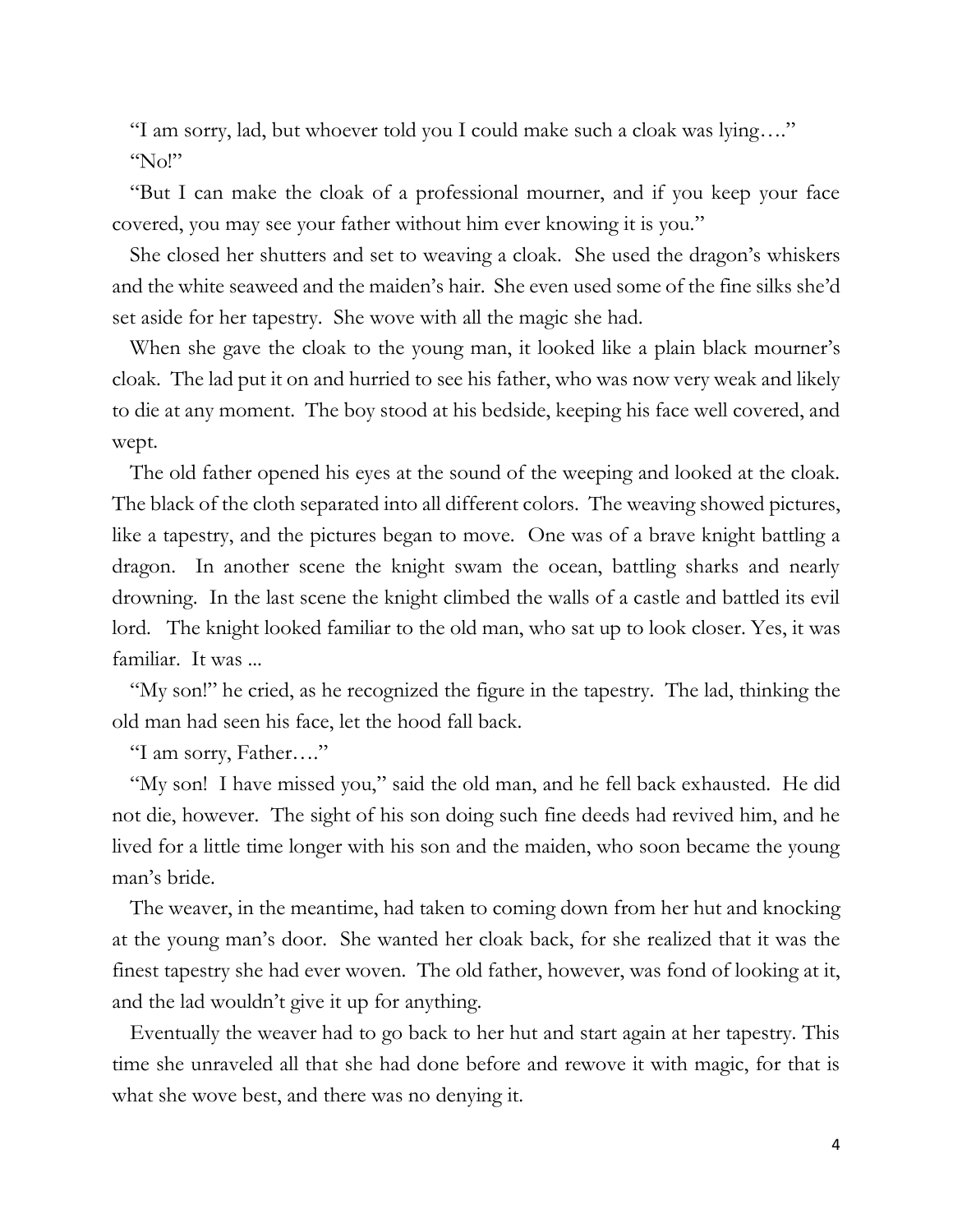"I am sorry, lad, but whoever told you I could make such a cloak was lying…."

"No!"

"But I can make the cloak of a professional mourner, and if you keep your face covered, you may see your father without him ever knowing it is you."

She closed her shutters and set to weaving a cloak. She used the dragon's whiskers and the white seaweed and the maiden's hair. She even used some of the fine silks she'd set aside for her tapestry. She wove with all the magic she had.

When she gave the cloak to the young man, it looked like a plain black mourner's cloak. The lad put it on and hurried to see his father, who was now very weak and likely to die at any moment. The boy stood at his bedside, keeping his face well covered, and wept.

The old father opened his eyes at the sound of the weeping and looked at the cloak. The black of the cloth separated into all different colors. The weaving showed pictures, like a tapestry, and the pictures began to move. One was of a brave knight battling a dragon. In another scene the knight swam the ocean, battling sharks and nearly drowning. In the last scene the knight climbed the walls of a castle and battled its evil lord. The knight looked familiar to the old man, who sat up to look closer. Yes, it was familiar. It was ...

"My son!" he cried, as he recognized the figure in the tapestry. The lad, thinking the old man had seen his face, let the hood fall back.

"I am sorry, Father…."

"My son! I have missed you," said the old man, and he fell back exhausted. He did not die, however. The sight of his son doing such fine deeds had revived him, and he lived for a little time longer with his son and the maiden, who soon became the young man's bride.

The weaver, in the meantime, had taken to coming down from her hut and knocking at the young man's door. She wanted her cloak back, for she realized that it was the finest tapestry she had ever woven. The old father, however, was fond of looking at it, and the lad wouldn't give it up for anything.

Eventually the weaver had to go back to her hut and start again at her tapestry. This time she unraveled all that she had done before and rewove it with magic, for that is what she wove best, and there was no denying it.